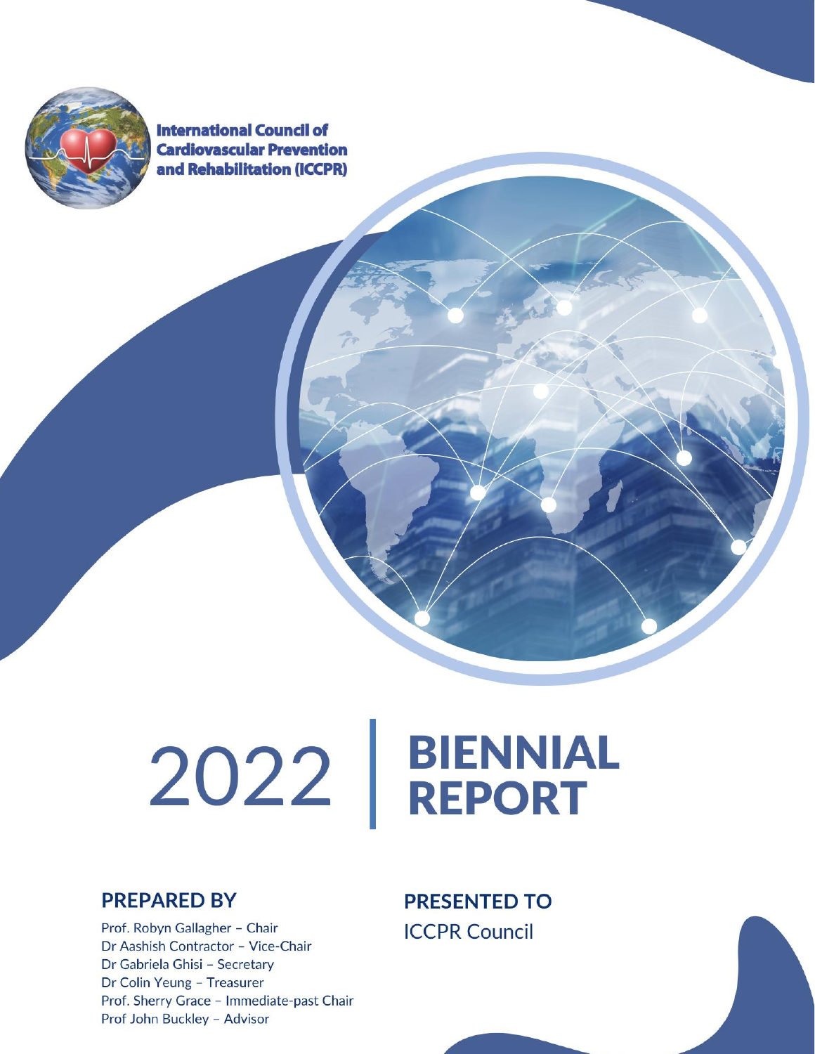International Council of Cardiovascular Prevention and Rehabilitation (ICCPR)

# 2022 | BIENNIAL REPORT

## PREPARED BY

Prof. Robyn Gallagher – Chair
Dr Aashish Contractor – Vice-Chair
Dr Gabriela Ghisi – Secretary
Dr Colin Yeung – Treasurer
Prof. Sherry Grace – Immediate-past Chair
Prof John Buckley – Advisor

## PRESENTED TO

ICCPR Council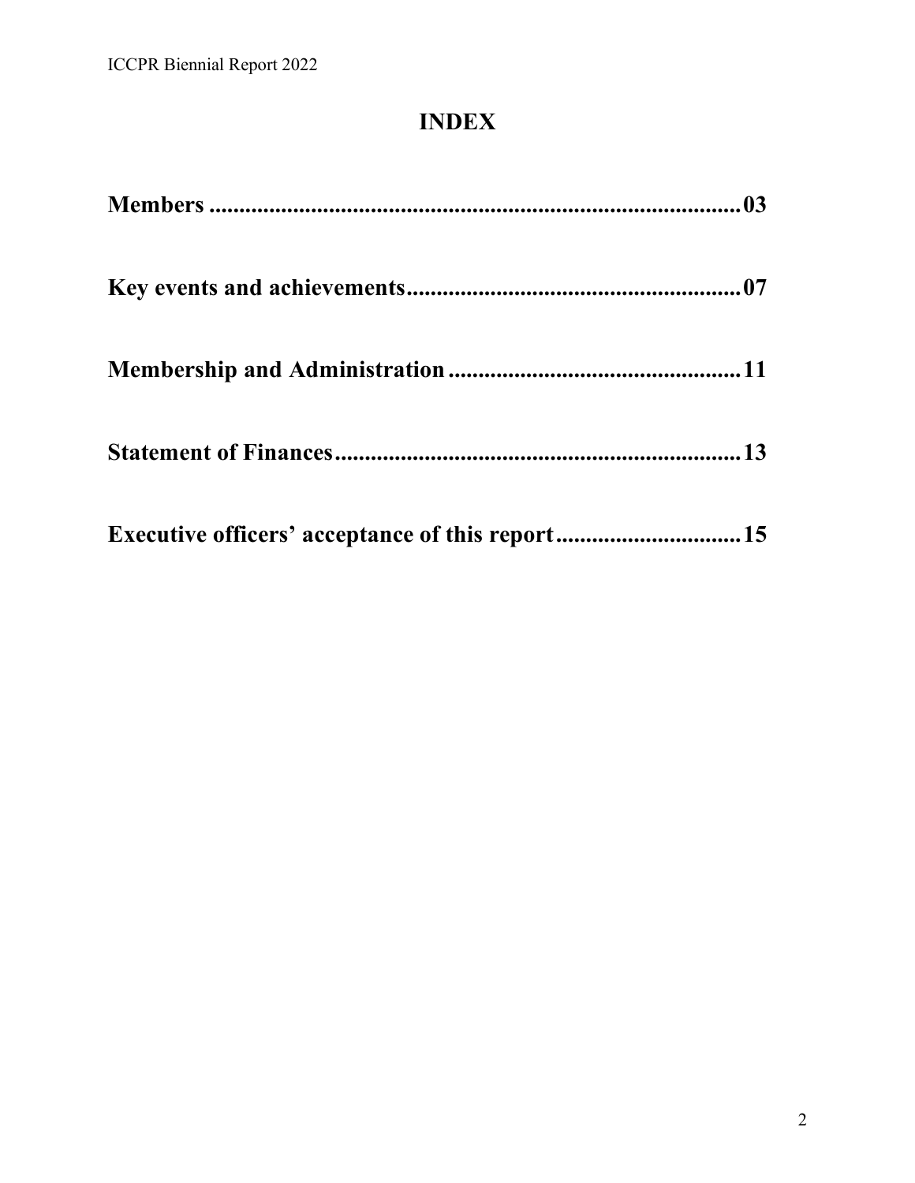# INDEX

**Members .......................................................................................... 03**

**Key events and achievements....................................................... 07**

**Membership and Administration ................................................. 11**

**Statement of Finances.................................................................... 13**

**Executive officers' acceptance of this report ............................... 15**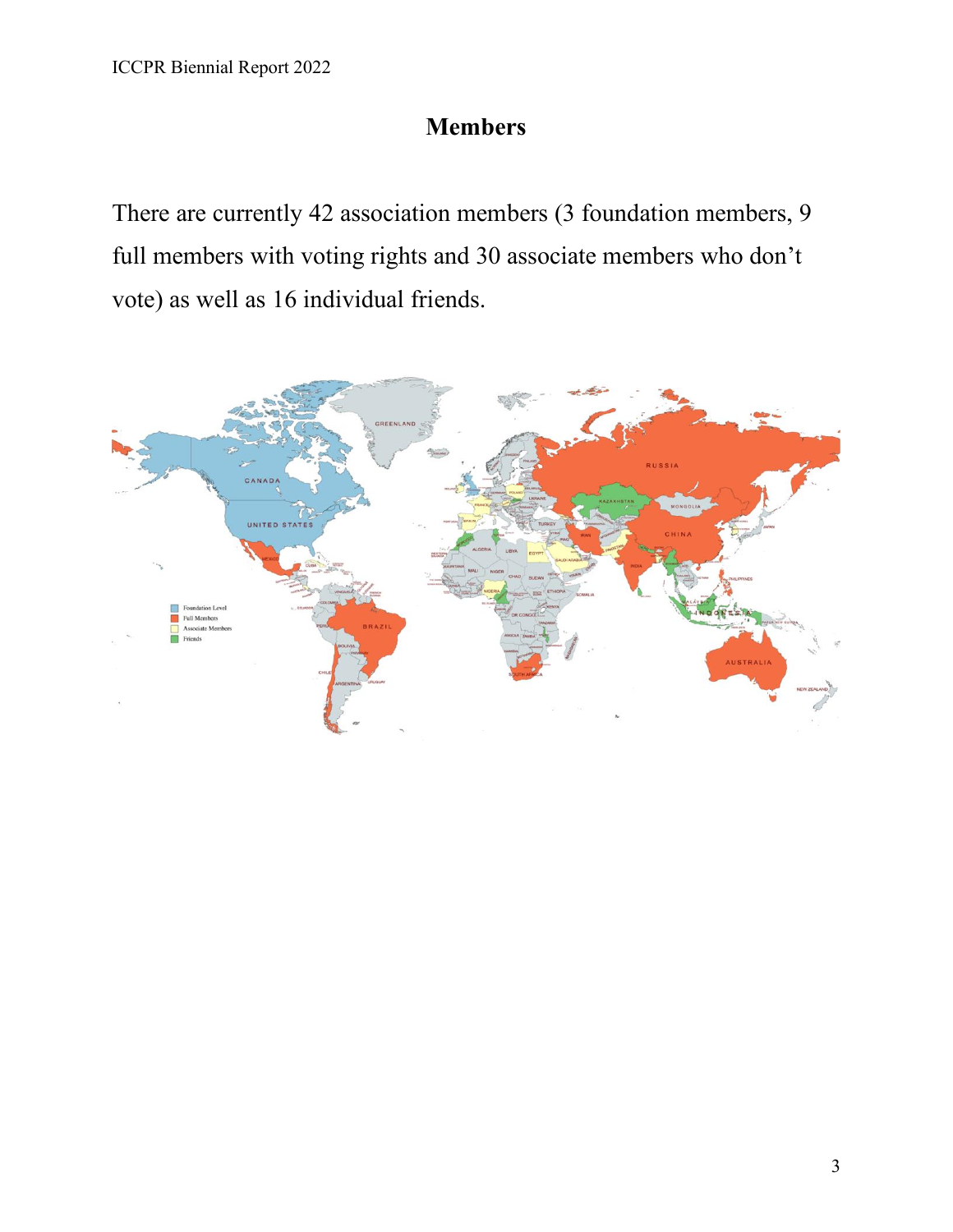# Members

There are currently 42 association members (3 foundation members, 9 full members with voting rights and 30 associate members who don't vote) as well as 16 individual friends.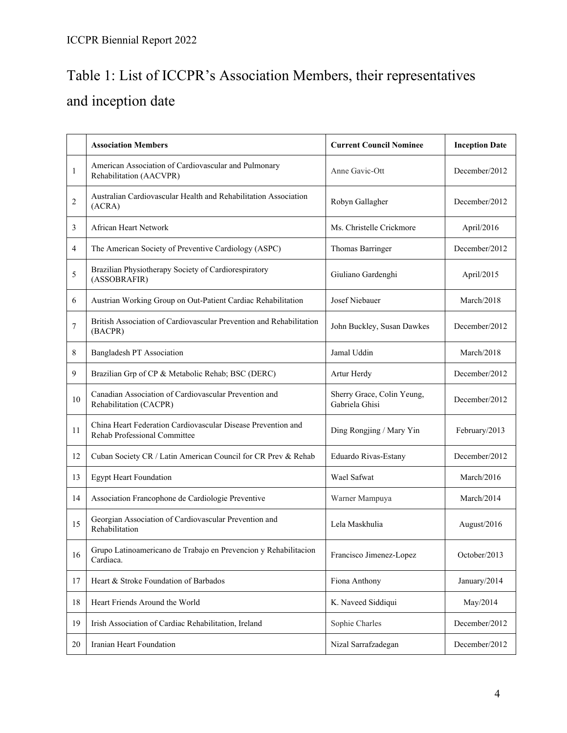# Table 1: List of ICCPR's Association Members, their representatives and inception date

| | Association Members | Current Council Nominee | Inception Date |
|---|---|---|---|
| 1 | American Association of Cardiovascular and Pulmonary Rehabilitation (AACVPR) | Anne Gavic-Ott | December/2012 |
| 2 | Australian Cardiovascular Health and Rehabilitation Association (ACRA) | Robyn Gallagher | December/2012 |
| 3 | African Heart Network | Ms. Christelle Crickmore | April/2016 |
| 4 | The American Society of Preventive Cardiology (ASPC) | Thomas Barringer | December/2012 |
| 5 | Brazilian Physiotherapy Society of Cardiorespiratory (ASSOBRAFIR) | Giuliano Gardenghi | April/2015 |
| 6 | Austrian Working Group on Out-Patient Cardiac Rehabilitation | Josef Niebauer | March/2018 |
| 7 | British Association of Cardiovascular Prevention and Rehabilitation (BACPR) | John Buckley, Susan Dawkes | December/2012 |
| 8 | Bangladesh PT Association | Jamal Uddin | March/2018 |
| 9 | Brazilian Grp of CP & Metabolic Rehab; BSC (DERC) | Artur Herdy | December/2012 |
| 10 | Canadian Association of Cardiovascular Prevention and Rehabilitation (CACPR) | Sherry Grace, Colin Yeung, Gabriela Ghisi | December/2012 |
| 11 | China Heart Federation Cardiovascular Disease Prevention and Rehab Professional Committee | Ding Rongjing / Mary Yin | February/2013 |
| 12 | Cuban Society CR / Latin American Council for CR Prev & Rehab | Eduardo Rivas-Estany | December/2012 |
| 13 | Egypt Heart Foundation | Wael Safwat | March/2016 |
| 14 | Association Francophone de Cardiologie Preventive | Warner Mampuya | March/2014 |
| 15 | Georgian Association of Cardiovascular Prevention and Rehabilitation | Lela Maskhulia | August/2016 |
| 16 | Grupo Latinoamericano de Trabajo en Prevencion y Rehabilitacion Cardiaca. | Francisco Jimenez-Lopez | October/2013 |
| 17 | Heart & Stroke Foundation of Barbados | Fiona Anthony | January/2014 |
| 18 | Heart Friends Around the World | K. Naveed Siddiqui | May/2014 |
| 19 | Irish Association of Cardiac Rehabilitation, Ireland | Sophie Charles | December/2012 |
| 20 | Iranian Heart Foundation | Nizal Sarrafzadegan | December/2012 |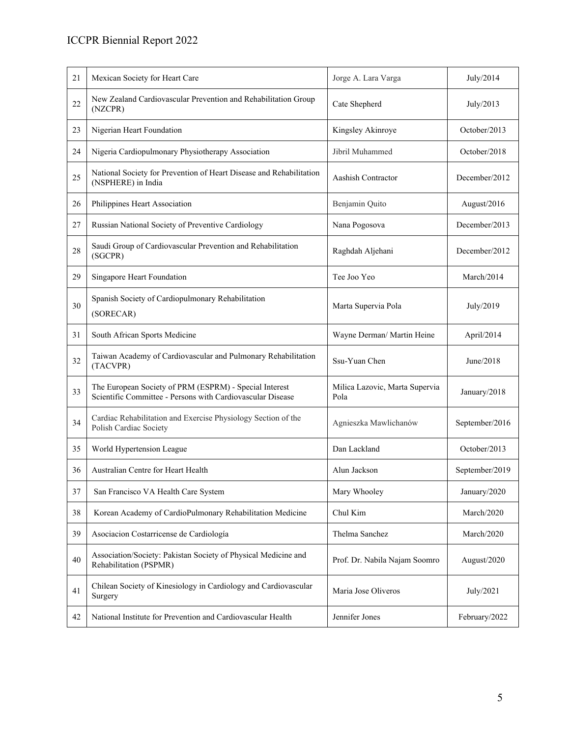| 21 | Mexican Society for Heart Care | Jorge A. Lara Varga | July/2014 |
|---|---|---|---|
| 22 | New Zealand Cardiovascular Prevention and Rehabilitation Group (NZCPR) | Cate Shepherd | July/2013 |
| 23 | Nigerian Heart Foundation | Kingsley Akinroye | October/2013 |
| 24 | Nigeria Cardiopulmonary Physiotherapy Association | Jibril Muhammed | October/2018 |
| 25 | National Society for Prevention of Heart Disease and Rehabilitation (NSPHERE) in India | Aashish Contractor | December/2012 |
| 26 | Philippines Heart Association | Benjamin Quito | August/2016 |
| 27 | Russian National Society of Preventive Cardiology | Nana Pogosova | December/2013 |
| 28 | Saudi Group of Cardiovascular Prevention and Rehabilitation (SGCPR) | Raghdah Aljehani | December/2012 |
| 29 | Singapore Heart Foundation | Tee Joo Yeo | March/2014 |
| 30 | Spanish Society of Cardiopulmonary Rehabilitation (SORECAR) | Marta Supervia Pola | July/2019 |
| 31 | South African Sports Medicine | Wayne Derman/ Martin Heine | April/2014 |
| 32 | Taiwan Academy of Cardiovascular and Pulmonary Rehabilitation (TACVPR) | Ssu-Yuan Chen | June/2018 |
| 33 | The European Society of PRM (ESPRM) - Special Interest Scientific Committee - Persons with Cardiovascular Disease | Milica Lazovic, Marta Supervia Pola | January/2018 |
| 34 | Cardiac Rehabilitation and Exercise Physiology Section of the Polish Cardiac Society | Agnieszka Mawlichanów | September/2016 |
| 35 | World Hypertension League | Dan Lackland | October/2013 |
| 36 | Australian Centre for Heart Health | Alun Jackson | September/2019 |
| 37 | San Francisco VA Health Care System | Mary Whooley | January/2020 |
| 38 | Korean Academy of CardioPulmonary Rehabilitation Medicine | Chul Kim | March/2020 |
| 39 | Asociacion Costarricense de Cardiología | Thelma Sanchez | March/2020 |
| 40 | Association/Society: Pakistan Society of Physical Medicine and Rehabilitation (PSPMR) | Prof. Dr. Nabila Najam Soomro | August/2020 |
| 41 | Chilean Society of Kinesiology in Cardiology and Cardiovascular Surgery | Maria Jose Oliveros | July/2021 |
| 42 | National Institute for Prevention and Cardiovascular Health | Jennifer Jones | February/2022 |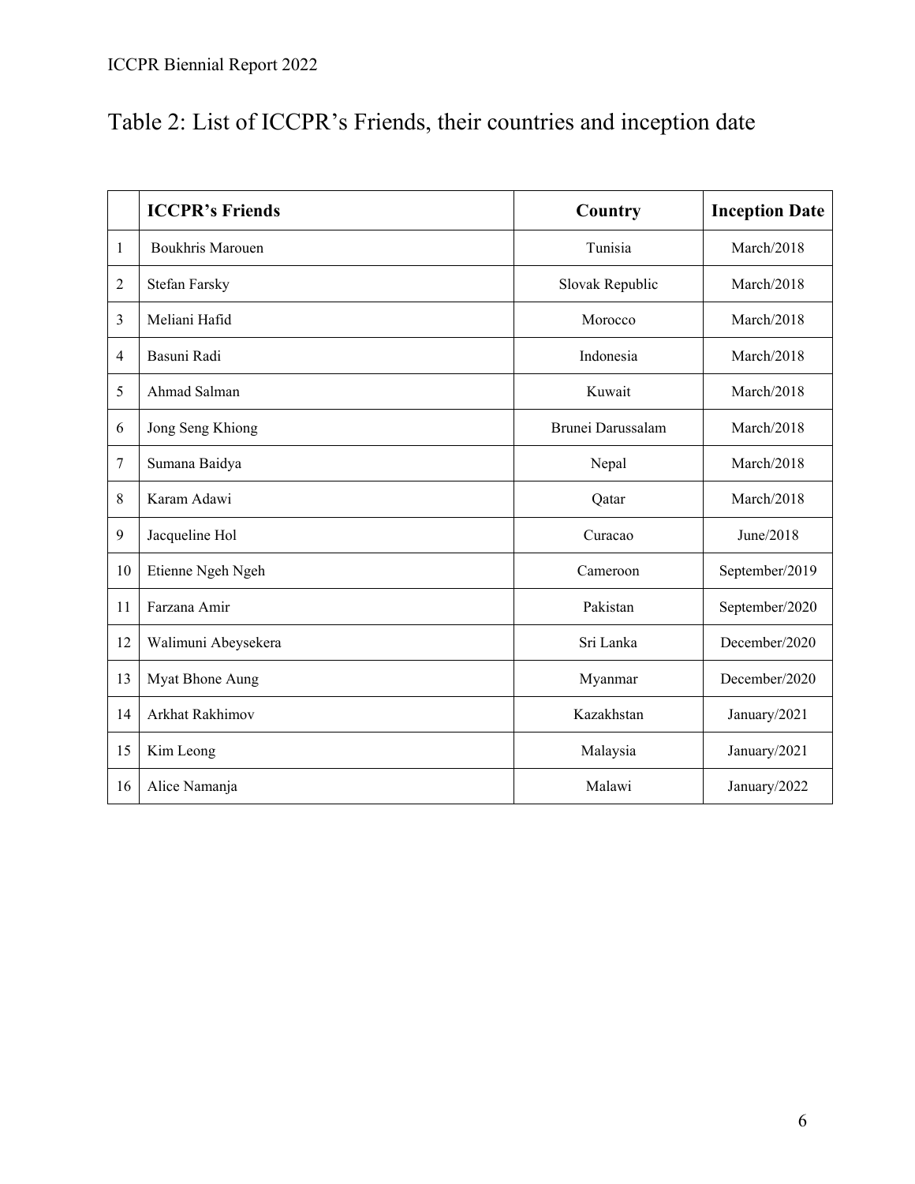# Table 2: List of ICCPR's Friends, their countries and inception date

| | ICCPR's Friends | Country | Inception Date |
|---|---|---|---|
| 1 | Boukhris Marouen | Tunisia | March/2018 |
| 2 | Stefan Farsky | Slovak Republic | March/2018 |
| 3 | Meliani Hafid | Morocco | March/2018 |
| 4 | Basuni Radi | Indonesia | March/2018 |
| 5 | Ahmad Salman | Kuwait | March/2018 |
| 6 | Jong Seng Khiong | Brunei Darussalam | March/2018 |
| 7 | Sumana Baidya | Nepal | March/2018 |
| 8 | Karam Adawi | Qatar | March/2018 |
| 9 | Jacqueline Hol | Curacao | June/2018 |
| 10 | Etienne Ngeh Ngeh | Cameroon | September/2019 |
| 11 | Farzana Amir | Pakistan | September/2020 |
| 12 | Walimuni Abeysekera | Sri Lanka | December/2020 |
| 13 | Myat Bhone Aung | Myanmar | December/2020 |
| 14 | Arkhat Rakhimov | Kazakhstan | January/2021 |
| 15 | Kim Leong | Malaysia | January/2021 |
| 16 | Alice Namanja | Malawi | January/2022 |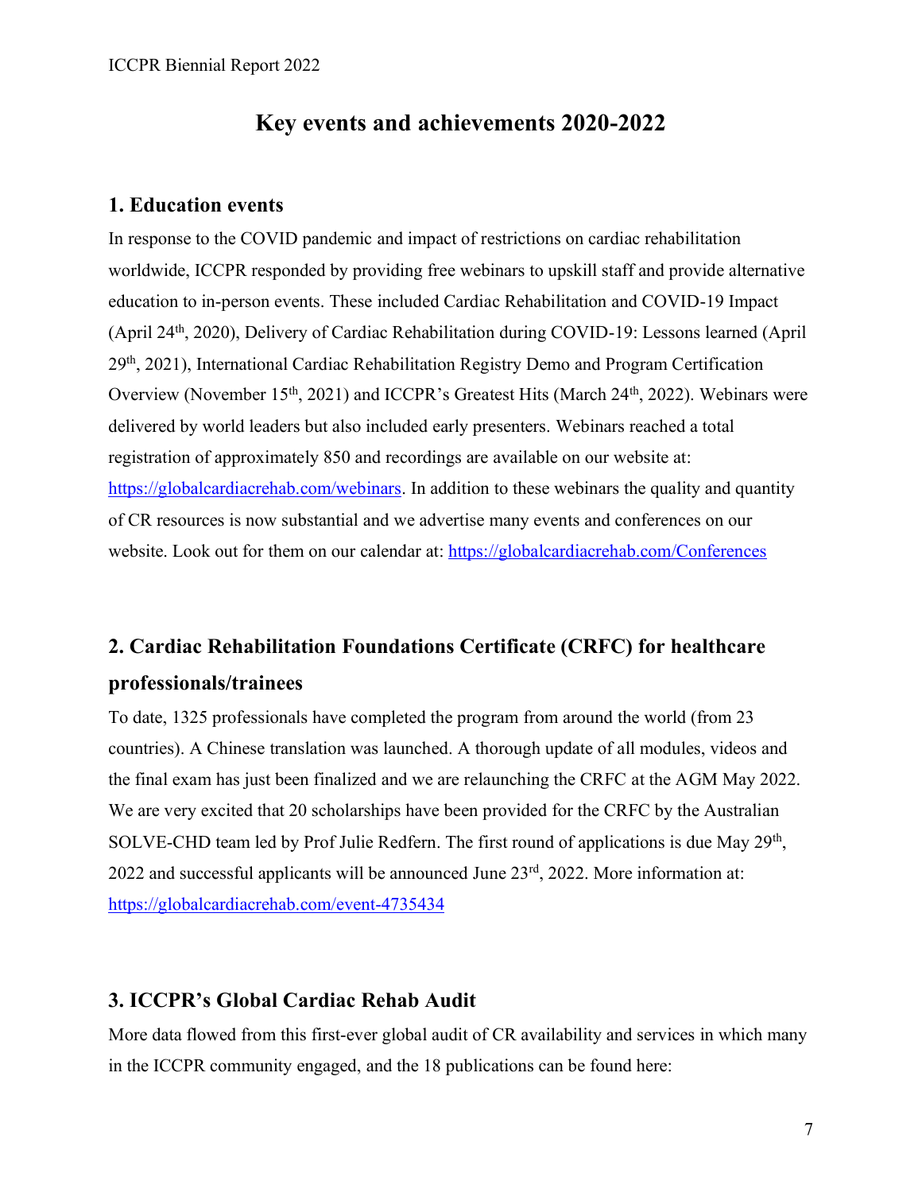# Key events and achievements 2020-2022

## 1. Education events

In response to the COVID pandemic and impact of restrictions on cardiac rehabilitation worldwide, ICCPR responded by providing free webinars to upskill staff and provide alternative education to in-person events. These included Cardiac Rehabilitation and COVID-19 Impact (April 24th, 2020), Delivery of Cardiac Rehabilitation during COVID-19: Lessons learned (April 29th, 2021), International Cardiac Rehabilitation Registry Demo and Program Certification Overview (November 15th, 2021) and ICCPR's Greatest Hits (March 24th, 2022). Webinars were delivered by world leaders but also included early presenters. Webinars reached a total registration of approximately 850 and recordings are available on our website at: https://globalcardiacrehab.com/webinars. In addition to these webinars the quality and quantity of CR resources is now substantial and we advertise many events and conferences on our website. Look out for them on our calendar at: https://globalcardiacrehab.com/Conferences

## 2. Cardiac Rehabilitation Foundations Certificate (CRFC) for healthcare professionals/trainees

To date, 1325 professionals have completed the program from around the world (from 23 countries). A Chinese translation was launched. A thorough update of all modules, videos and the final exam has just been finalized and we are relaunching the CRFC at the AGM May 2022. We are very excited that 20 scholarships have been provided for the CRFC by the Australian SOLVE-CHD team led by Prof Julie Redfern. The first round of applications is due May 29th, 2022 and successful applicants will be announced June 23rd, 2022. More information at: https://globalcardiacrehab.com/event-4735434

## 3. ICCPR's Global Cardiac Rehab Audit

More data flowed from this first-ever global audit of CR availability and services in which many in the ICCPR community engaged, and the 18 publications can be found here: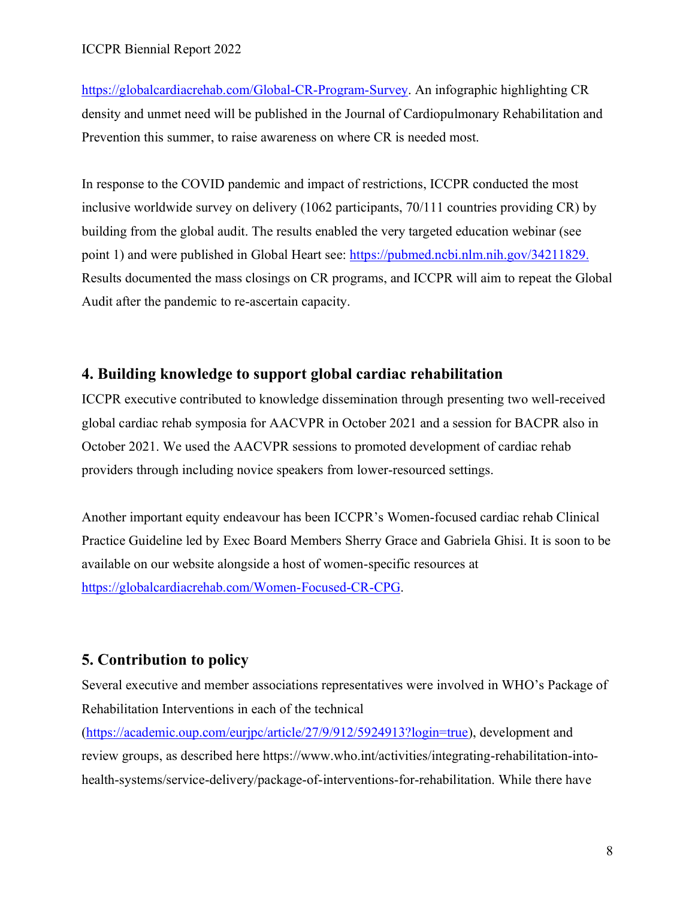https://globalcardiacrehab.com/Global-CR-Program-Survey. An infographic highlighting CR density and unmet need will be published in the Journal of Cardiopulmonary Rehabilitation and Prevention this summer, to raise awareness on where CR is needed most.

In response to the COVID pandemic and impact of restrictions, ICCPR conducted the most inclusive worldwide survey on delivery (1062 participants, 70/111 countries providing CR) by building from the global audit. The results enabled the very targeted education webinar (see point 1) and were published in Global Heart see: https://pubmed.ncbi.nlm.nih.gov/34211829. Results documented the mass closings on CR programs, and ICCPR will aim to repeat the Global Audit after the pandemic to re-ascertain capacity.

## 4. Building knowledge to support global cardiac rehabilitation

ICCPR executive contributed to knowledge dissemination through presenting two well-received global cardiac rehab symposia for AACVPR in October 2021 and a session for BACPR also in October 2021. We used the AACVPR sessions to promoted development of cardiac rehab providers through including novice speakers from lower-resourced settings.

Another important equity endeavour has been ICCPR's Women-focused cardiac rehab Clinical Practice Guideline led by Exec Board Members Sherry Grace and Gabriela Ghisi. It is soon to be available on our website alongside a host of women-specific resources at https://globalcardiacrehab.com/Women-Focused-CR-CPG.

## 5. Contribution to policy

Several executive and member associations representatives were involved in WHO's Package of Rehabilitation Interventions in each of the technical (https://academic.oup.com/eurjpc/article/27/9/912/5924913?login=true), development and review groups, as described here https://www.who.int/activities/integrating-rehabilitation-into-health-systems/service-delivery/package-of-interventions-for-rehabilitation. While there have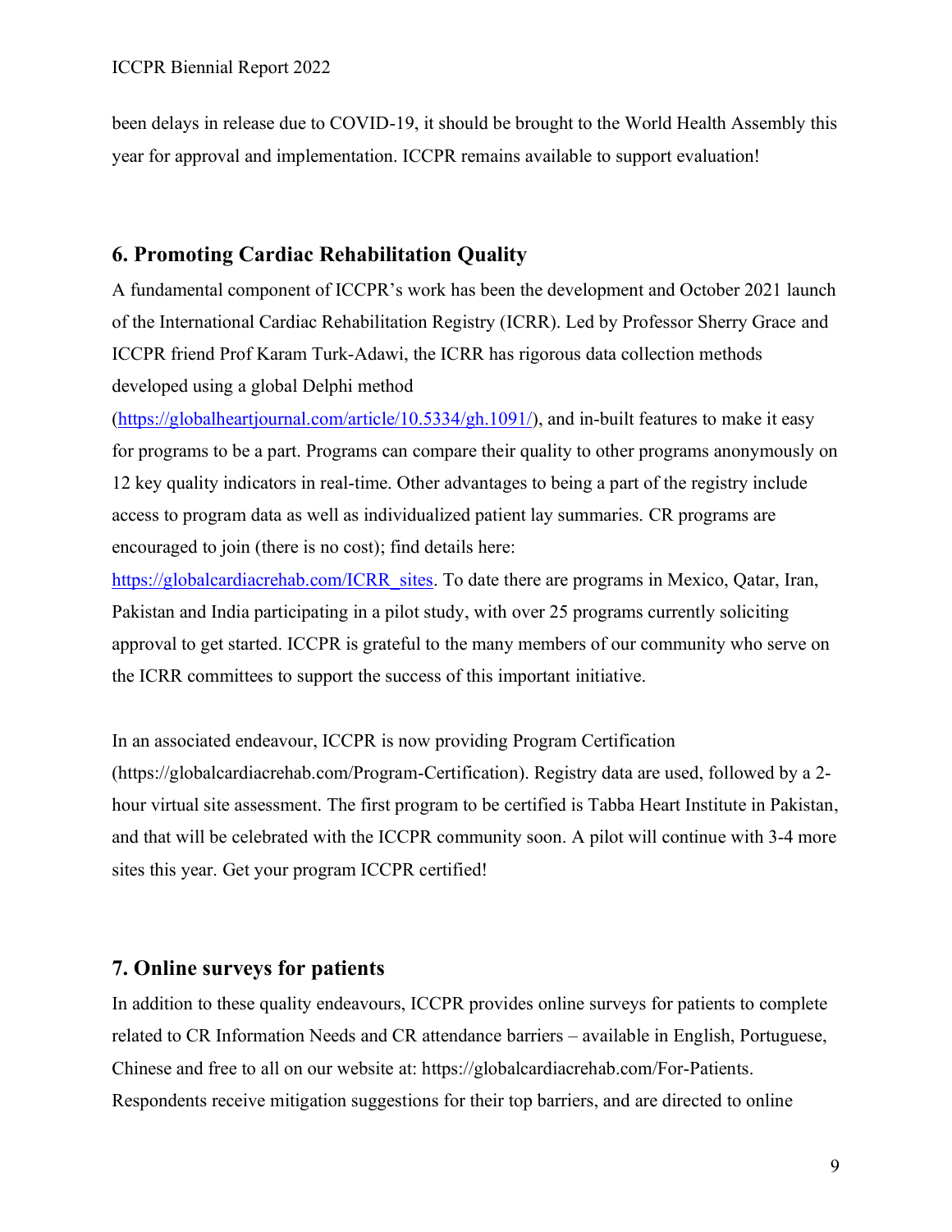been delays in release due to COVID-19, it should be brought to the World Health Assembly this year for approval and implementation. ICCPR remains available to support evaluation!

## 6. Promoting Cardiac Rehabilitation Quality

A fundamental component of ICCPR's work has been the development and October 2021 launch of the International Cardiac Rehabilitation Registry (ICRR). Led by Professor Sherry Grace and ICCPR friend Prof Karam Turk-Adawi, the ICRR has rigorous data collection methods developed using a global Delphi method (https://globalheartjournal.com/article/10.5334/gh.1091/), and in-built features to make it easy for programs to be a part. Programs can compare their quality to other programs anonymously on 12 key quality indicators in real-time. Other advantages to being a part of the registry include access to program data as well as individualized patient lay summaries. CR programs are encouraged to join (there is no cost); find details here: https://globalcardiacrehab.com/ICRR_sites. To date there are programs in Mexico, Qatar, Iran, Pakistan and India participating in a pilot study, with over 25 programs currently soliciting approval to get started. ICCPR is grateful to the many members of our community who serve on the ICRR committees to support the success of this important initiative.

In an associated endeavour, ICCPR is now providing Program Certification (https://globalcardiacrehab.com/Program-Certification). Registry data are used, followed by a 2-hour virtual site assessment. The first program to be certified is Tabba Heart Institute in Pakistan, and that will be celebrated with the ICCPR community soon. A pilot will continue with 3-4 more sites this year. Get your program ICCPR certified!

## 7. Online surveys for patients

In addition to these quality endeavours, ICCPR provides online surveys for patients to complete related to CR Information Needs and CR attendance barriers – available in English, Portuguese, Chinese and free to all on our website at: https://globalcardiacrehab.com/For-Patients. Respondents receive mitigation suggestions for their top barriers, and are directed to online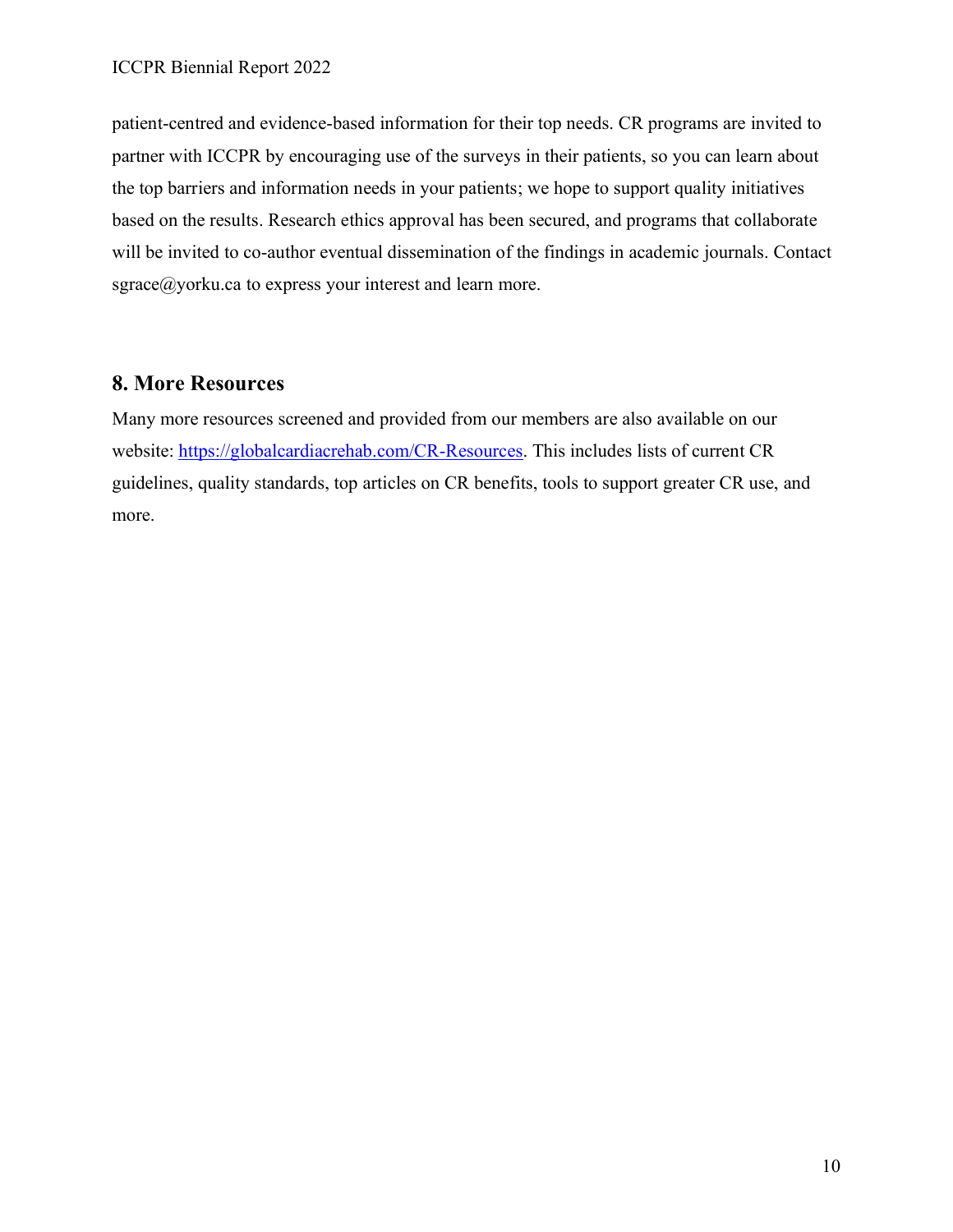patient-centred and evidence-based information for their top needs. CR programs are invited to partner with ICCPR by encouraging use of the surveys in their patients, so you can learn about the top barriers and information needs in your patients; we hope to support quality initiatives based on the results. Research ethics approval has been secured, and programs that collaborate will be invited to co-author eventual dissemination of the findings in academic journals. Contact sgrace@yorku.ca to express your interest and learn more.

## 8. More Resources

Many more resources screened and provided from our members are also available on our website: [https://globalcardiacrehab.com/CR-Resources](https://globalcardiacrehab.com/CR-Resources). This includes lists of current CR guidelines, quality standards, top articles on CR benefits, tools to support greater CR use, and more.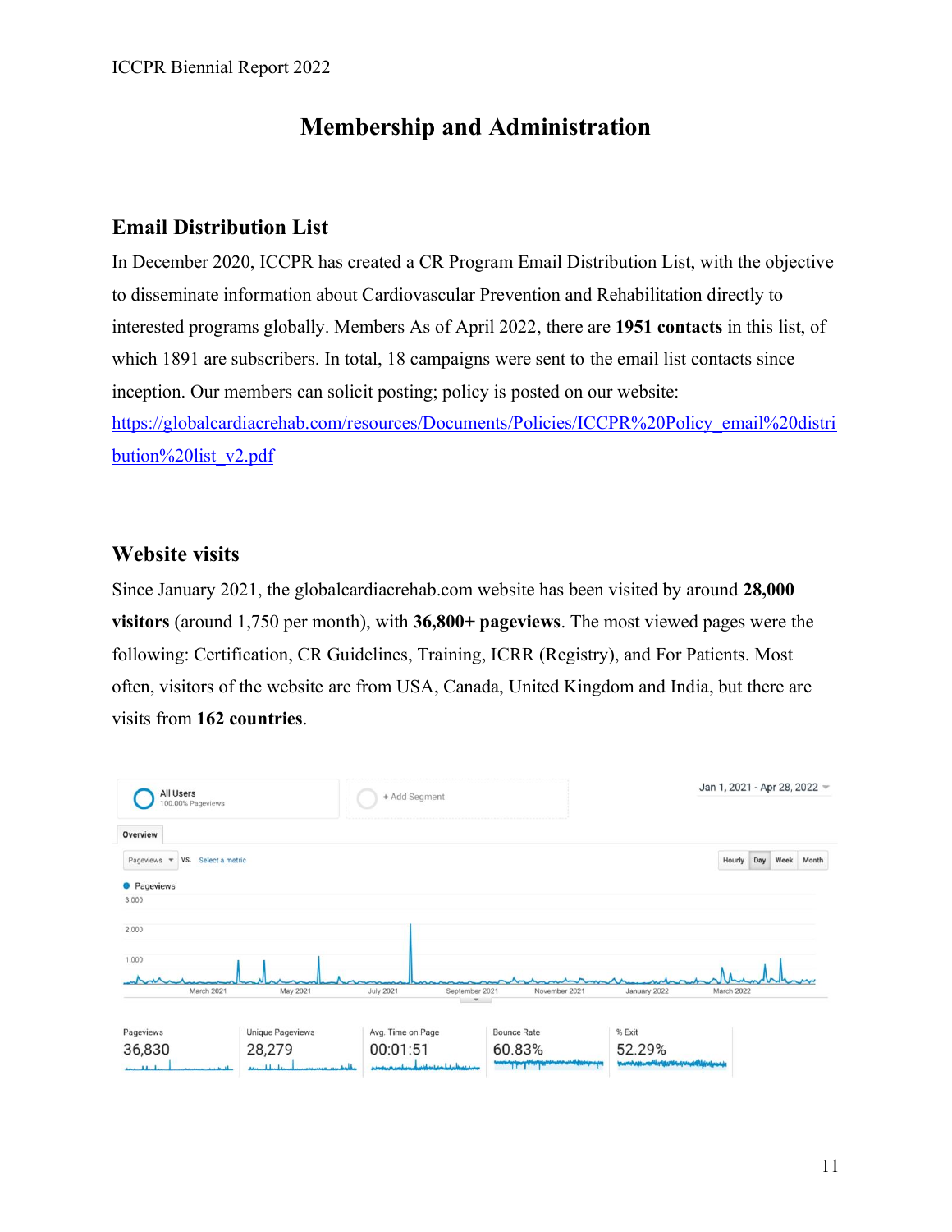# Membership and Administration

## Email Distribution List

In December 2020, ICCPR has created a CR Program Email Distribution List, with the objective to disseminate information about Cardiovascular Prevention and Rehabilitation directly to interested programs globally. Members As of April 2022, there are **1951 contacts** in this list, of which 1891 are subscribers. In total, 18 campaigns were sent to the email list contacts since inception. Our members can solicit posting; policy is posted on our website: https://globalcardiacrehab.com/resources/Documents/Policies/ICCPR%20Policy_email%20distribution%20list_v2.pdf

## Website visits

Since January 2021, the globalcardiacrehab.com website has been visited by around **28,000 visitors** (around 1,750 per month), with **36,800+ pageviews**. The most viewed pages were the following: Certification, CR Guidelines, Training, ICRR (Registry), and For Patients. Most often, visitors of the website are from USA, Canada, United Kingdom and India, but there are visits from **162 countries**.

All Users (100.00% Pageviews) — Jan 1, 2021 - Apr 28, 2022

| Pageviews | Unique Pageviews | Avg. Time on Page | Bounce Rate | % Exit |
|---|---|---|---|---|
| 36,830 | 28,279 | 00:01:51 | 60.83% | 52.29% |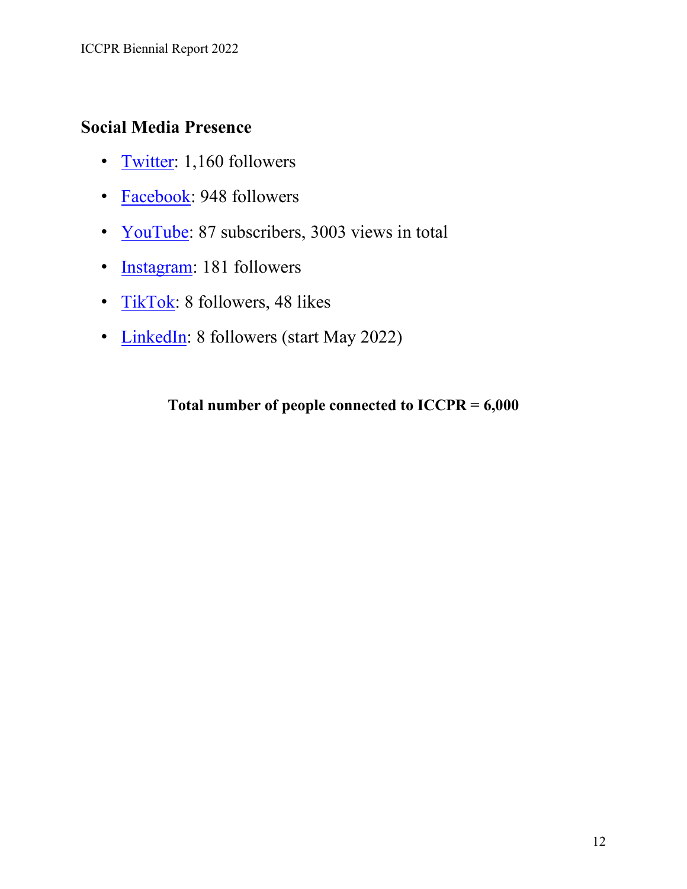## Social Media Presence

- Twitter: 1,160 followers
- Facebook: 948 followers
- YouTube: 87 subscribers, 3003 views in total
- Instagram: 181 followers
- TikTok: 8 followers, 48 likes
- LinkedIn: 8 followers (start May 2022)

**Total number of people connected to ICCPR = 6,000**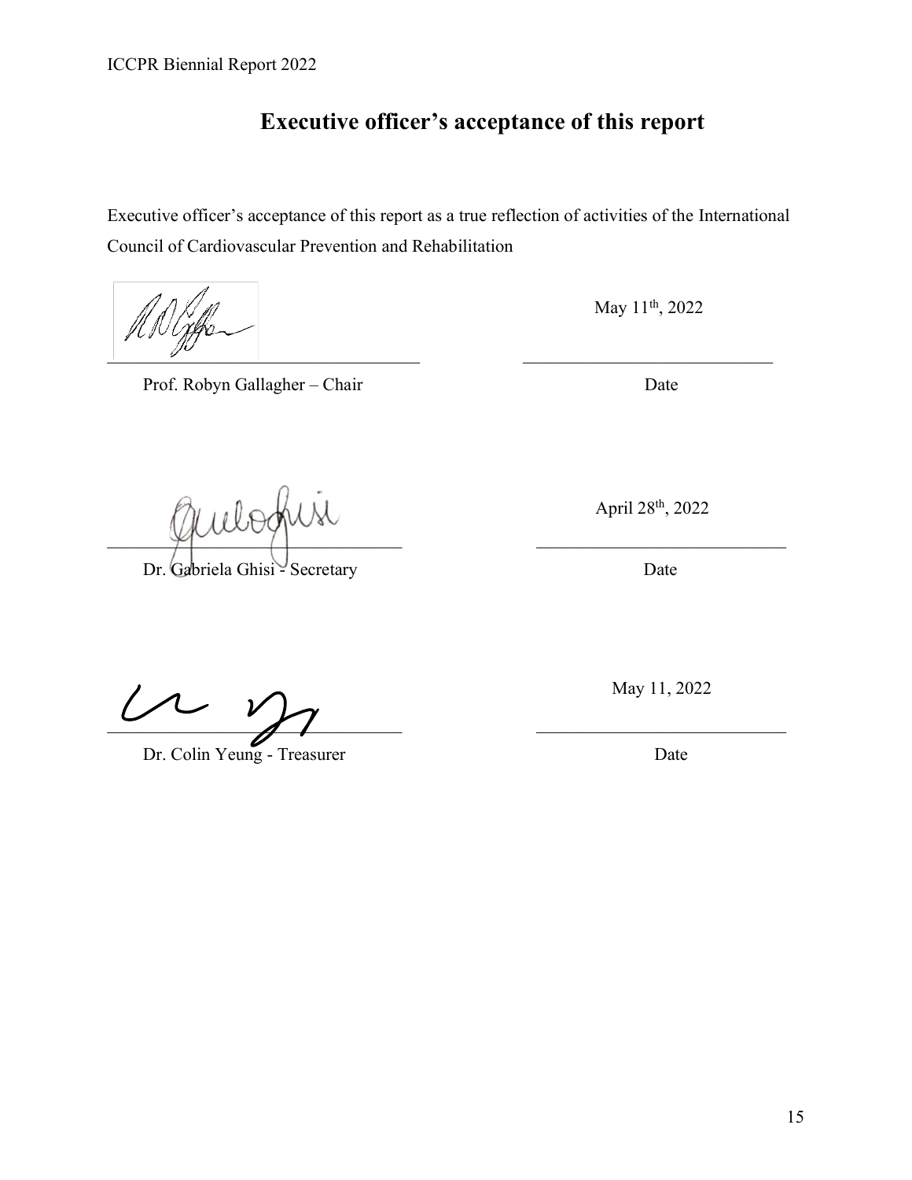# Executive officer's acceptance of this report

Executive officer's acceptance of this report as a true reflection of activities of the International Council of Cardiovascular Prevention and Rehabilitation

| | |
|---|---|
| Prof. Robyn Gallagher – Chair | May 11th, 2022 |
| | Date |
| Dr. Gabriela Ghisi - Secretary | April 28th, 2022 |
| | Date |
| Dr. Colin Yeung - Treasurer | May 11, 2022 |
| | Date |